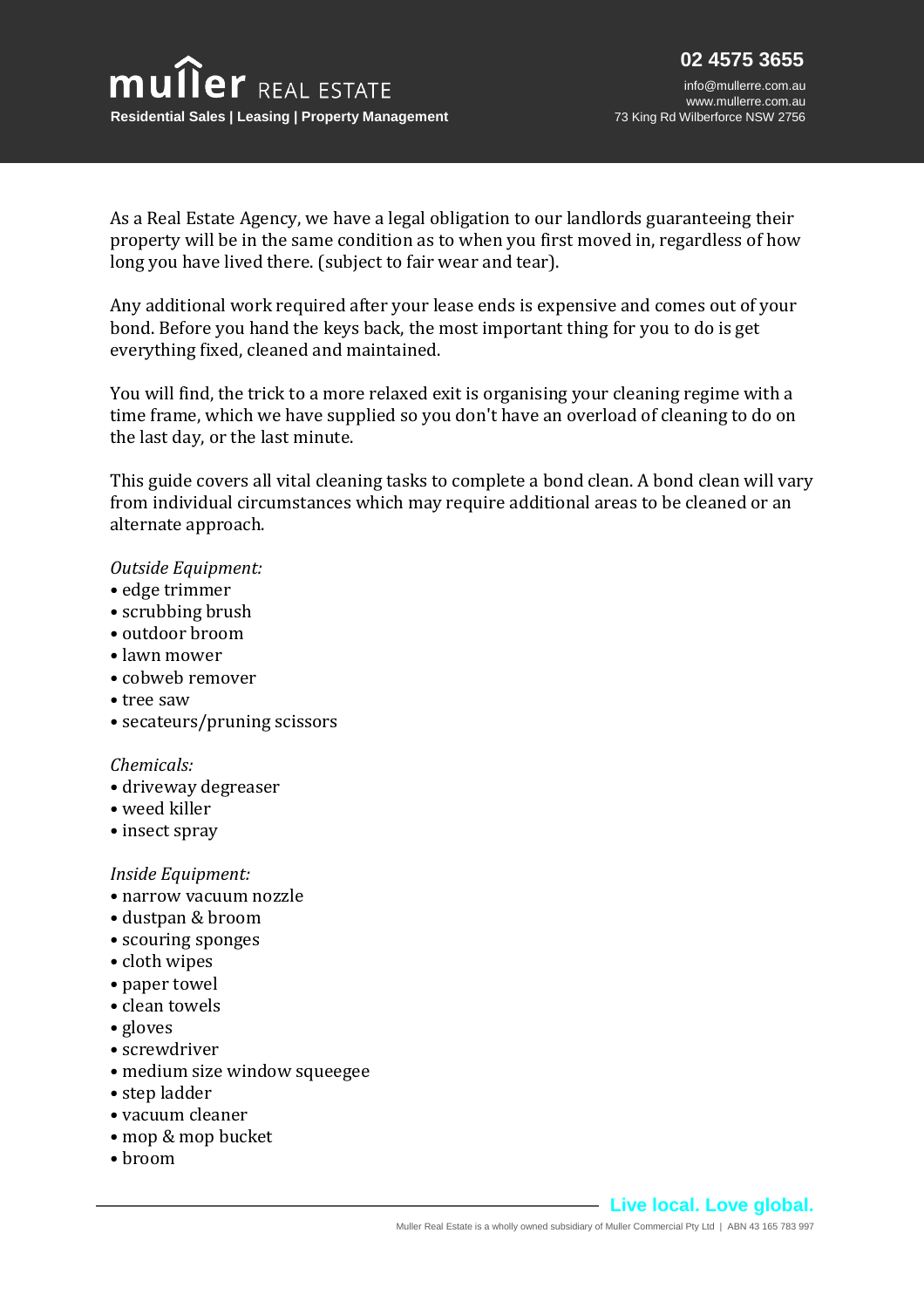# muller REAL ESTATE

**Residential Sales | Leasing | Property Management**

**02 4575 3655**

info@mullerre.com.au
www.mullerre.com.au
73 King Rd Wilberforce NSW 2756

As a Real Estate Agency, we have a legal obligation to our landlords guaranteeing their property will be in the same condition as to when you first moved in, regardless of how long you have lived there. (subject to fair wear and tear).

Any additional work required after your lease ends is expensive and comes out of your bond. Before you hand the keys back, the most important thing for you to do is get everything fixed, cleaned and maintained.

You will find, the trick to a more relaxed exit is organising your cleaning regime with a time frame, which we have supplied so you don't have an overload of cleaning to do on the last day, or the last minute.

This guide covers all vital cleaning tasks to complete a bond clean. A bond clean will vary from individual circumstances which may require additional areas to be cleaned or an alternate approach.

*Outside Equipment:*

- edge trimmer
- scrubbing brush
- outdoor broom
- lawn mower
- cobweb remover
- tree saw
- secateurs/pruning scissors

*Chemicals:*

- driveway degreaser
- weed killer
- insect spray

*Inside Equipment:*

- narrow vacuum nozzle
- dustpan & broom
- scouring sponges
- cloth wipes
- paper towel
- clean towels
- gloves
- screwdriver
- medium size window squeegee
- step ladder
- vacuum cleaner
- mop & mop bucket
- broom

**Live local. Love global.**

Muller Real Estate is a wholly owned subsidiary of Muller Commercial Pty Ltd | ABN 43 165 783 997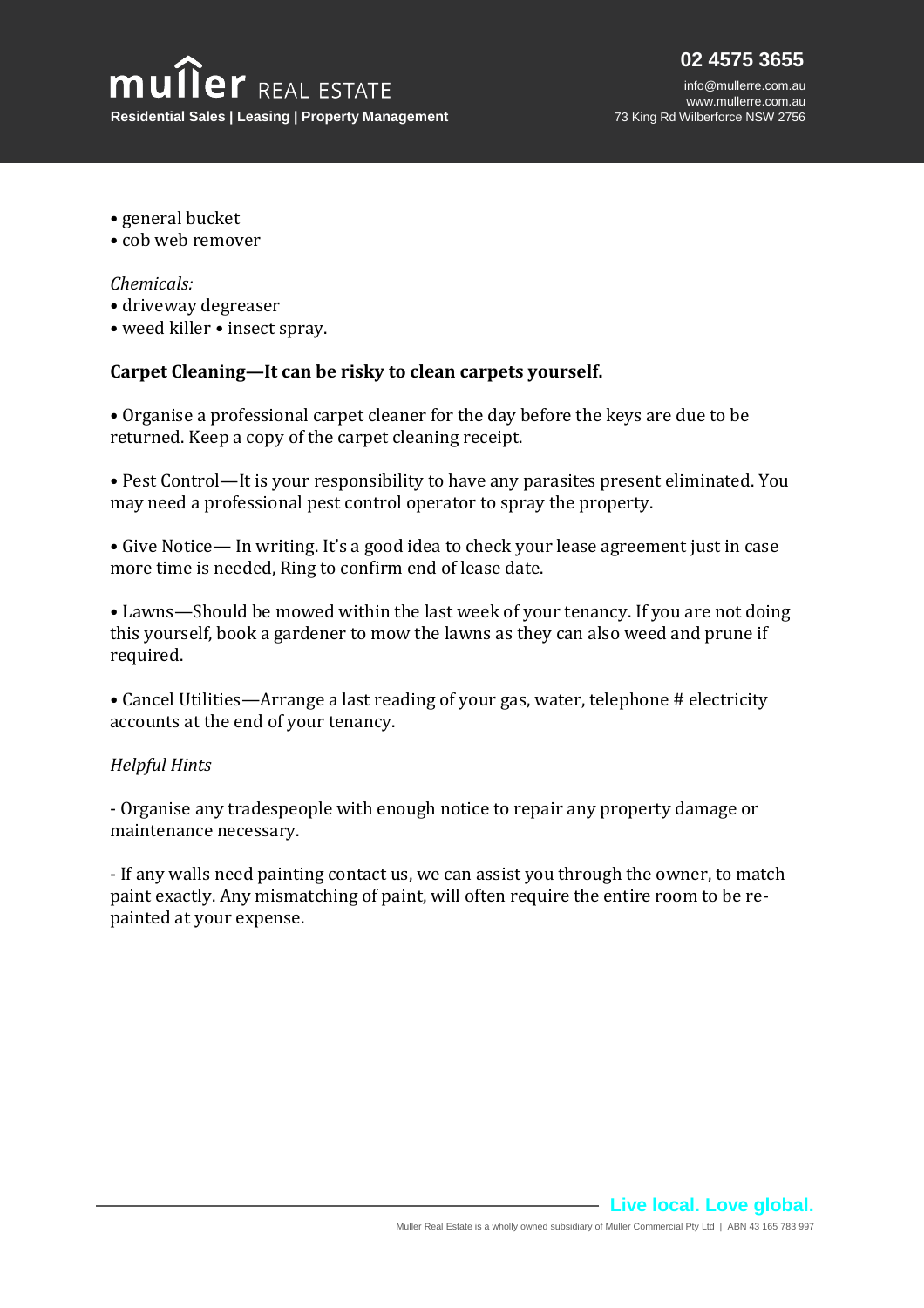• general bucket
• cob web remover

*Chemicals:*
• driveway degreaser
• weed killer • insect spray.

**Carpet Cleaning—It can be risky to clean carpets yourself.**

• Organise a professional carpet cleaner for the day before the keys are due to be returned. Keep a copy of the carpet cleaning receipt.

• Pest Control—It is your responsibility to have any parasites present eliminated. You may need a professional pest control operator to spray the property.

• Give Notice— In writing. It's a good idea to check your lease agreement just in case more time is needed, Ring to confirm end of lease date.

• Lawns—Should be mowed within the last week of your tenancy. If you are not doing this yourself, book a gardener to mow the lawns as they can also weed and prune if required.

• Cancel Utilities—Arrange a last reading of your gas, water, telephone # electricity accounts at the end of your tenancy.

*Helpful Hints*

- Organise any tradespeople with enough notice to repair any property damage or maintenance necessary.

- If any walls need painting contact us, we can assist you through the owner, to match paint exactly. Any mismatching of paint, will often require the entire room to be re-painted at your expense.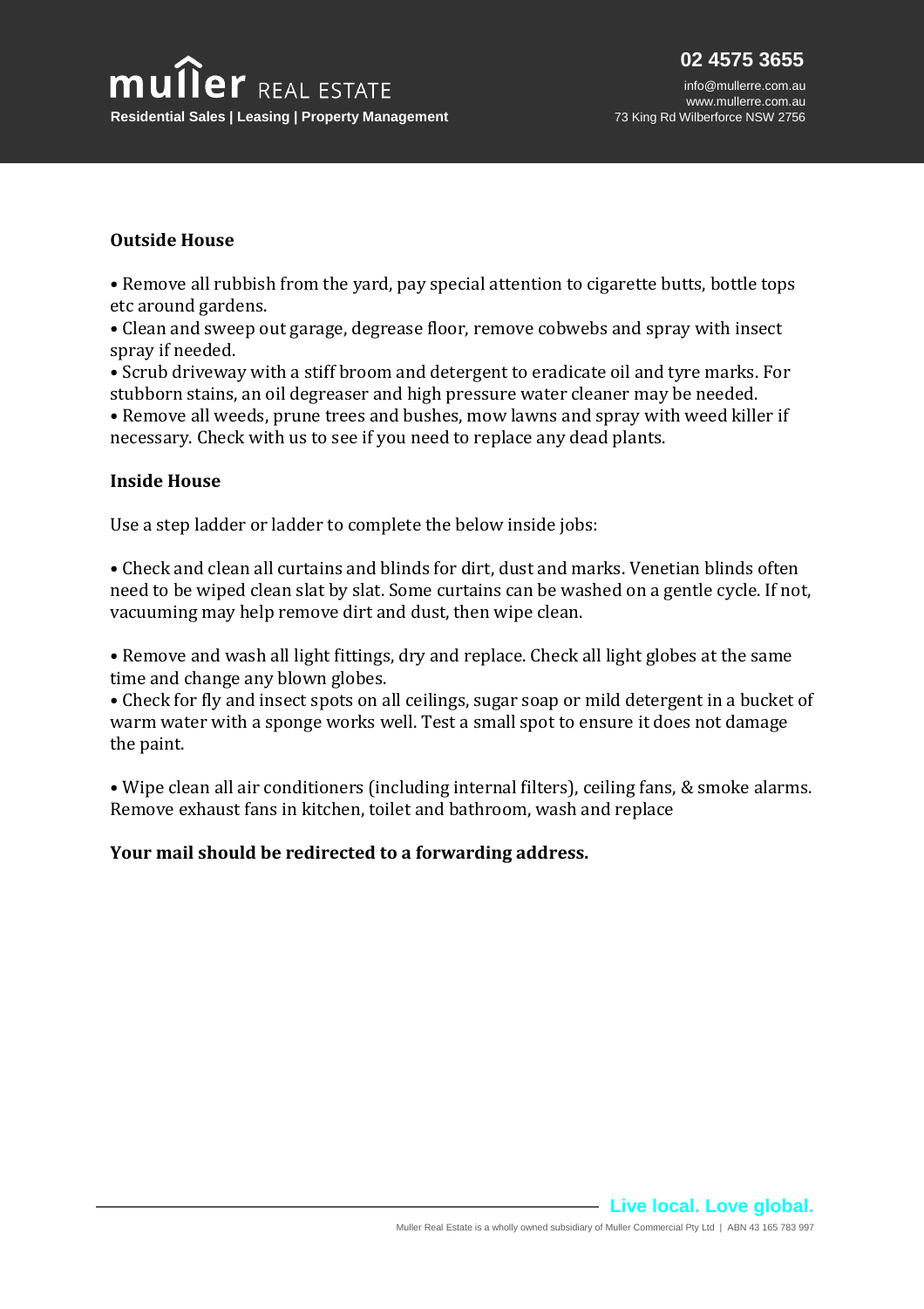**Outside House**

• Remove all rubbish from the yard, pay special attention to cigarette butts, bottle tops etc around gardens.
• Clean and sweep out garage, degrease floor, remove cobwebs and spray with insect spray if needed.
• Scrub driveway with a stiff broom and detergent to eradicate oil and tyre marks. For stubborn stains, an oil degreaser and high pressure water cleaner may be needed.
• Remove all weeds, prune trees and bushes, mow lawns and spray with weed killer if necessary. Check with us to see if you need to replace any dead plants.

**Inside House**

Use a step ladder or ladder to complete the below inside jobs:

• Check and clean all curtains and blinds for dirt, dust and marks. Venetian blinds often need to be wiped clean slat by slat. Some curtains can be washed on a gentle cycle. If not, vacuuming may help remove dirt and dust, then wipe clean.

• Remove and wash all light fittings, dry and replace. Check all light globes at the same time and change any blown globes.
• Check for fly and insect spots on all ceilings, sugar soap or mild detergent in a bucket of warm water with a sponge works well. Test a small spot to ensure it does not damage the paint.

• Wipe clean all air conditioners (including internal filters), ceiling fans, & smoke alarms. Remove exhaust fans in kitchen, toilet and bathroom, wash and replace

**Your mail should be redirected to a forwarding address.**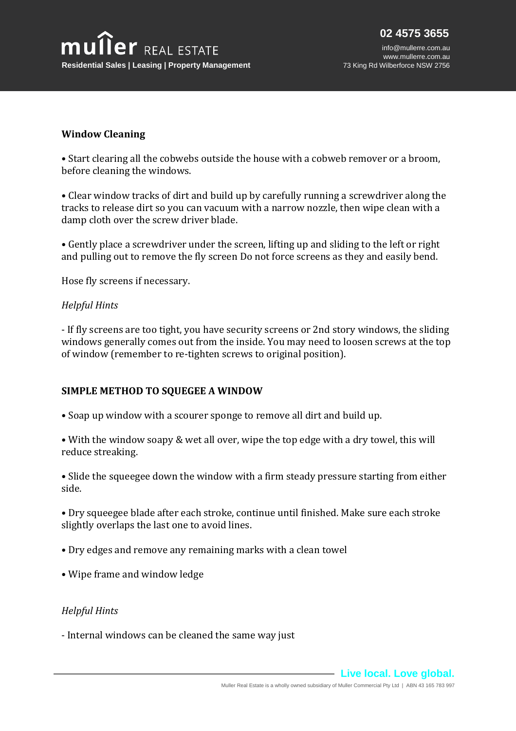**Window Cleaning**

• Start clearing all the cobwebs outside the house with a cobweb remover or a broom, before cleaning the windows.

• Clear window tracks of dirt and build up by carefully running a screwdriver along the tracks to release dirt so you can vacuum with a narrow nozzle, then wipe clean with a damp cloth over the screw driver blade.

• Gently place a screwdriver under the screen, lifting up and sliding to the left or right and pulling out to remove the fly screen Do not force screens as they and easily bend.

Hose fly screens if necessary.

*Helpful Hints*

- If fly screens are too tight, you have security screens or 2nd story windows, the sliding windows generally comes out from the inside. You may need to loosen screws at the top of window (remember to re-tighten screws to original position).

**SIMPLE METHOD TO SQUEGEE A WINDOW**

• Soap up window with a scourer sponge to remove all dirt and build up.

• With the window soapy & wet all over, wipe the top edge with a dry towel, this will reduce streaking.

• Slide the squeegee down the window with a firm steady pressure starting from either side.

• Dry squeegee blade after each stroke, continue until finished. Make sure each stroke slightly overlaps the last one to avoid lines.

• Dry edges and remove any remaining marks with a clean towel

• Wipe frame and window ledge

*Helpful Hints*

- Internal windows can be cleaned the same way just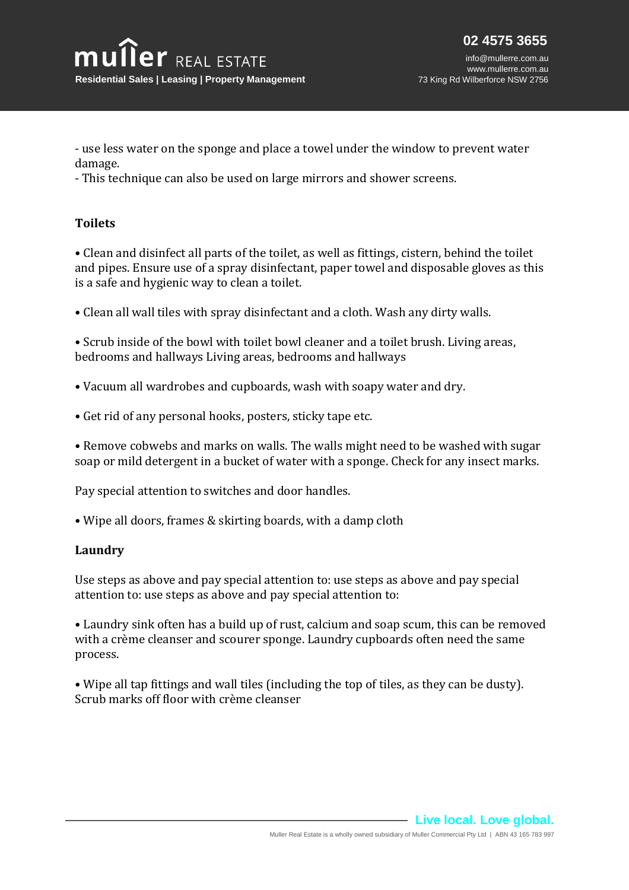- use less water on the sponge and place a towel under the window to prevent water damage.
- This technique can also be used on large mirrors and shower screens.

**Toilets**

• Clean and disinfect all parts of the toilet, as well as fittings, cistern, behind the toilet and pipes. Ensure use of a spray disinfectant, paper towel and disposable gloves as this is a safe and hygienic way to clean a toilet.

• Clean all wall tiles with spray disinfectant and a cloth. Wash any dirty walls.

• Scrub inside of the bowl with toilet bowl cleaner and a toilet brush. Living areas, bedrooms and hallways Living areas, bedrooms and hallways

• Vacuum all wardrobes and cupboards, wash with soapy water and dry.

• Get rid of any personal hooks, posters, sticky tape etc.

• Remove cobwebs and marks on walls. The walls might need to be washed with sugar soap or mild detergent in a bucket of water with a sponge. Check for any insect marks.

Pay special attention to switches and door handles.

• Wipe all doors, frames & skirting boards, with a damp cloth

**Laundry**

Use steps as above and pay special attention to: use steps as above and pay special attention to: use steps as above and pay special attention to:

• Laundry sink often has a build up of rust, calcium and soap scum, this can be removed with a crème cleanser and scourer sponge. Laundry cupboards often need the same process.

• Wipe all tap fittings and wall tiles (including the top of tiles, as they can be dusty). Scrub marks off floor with crème cleanser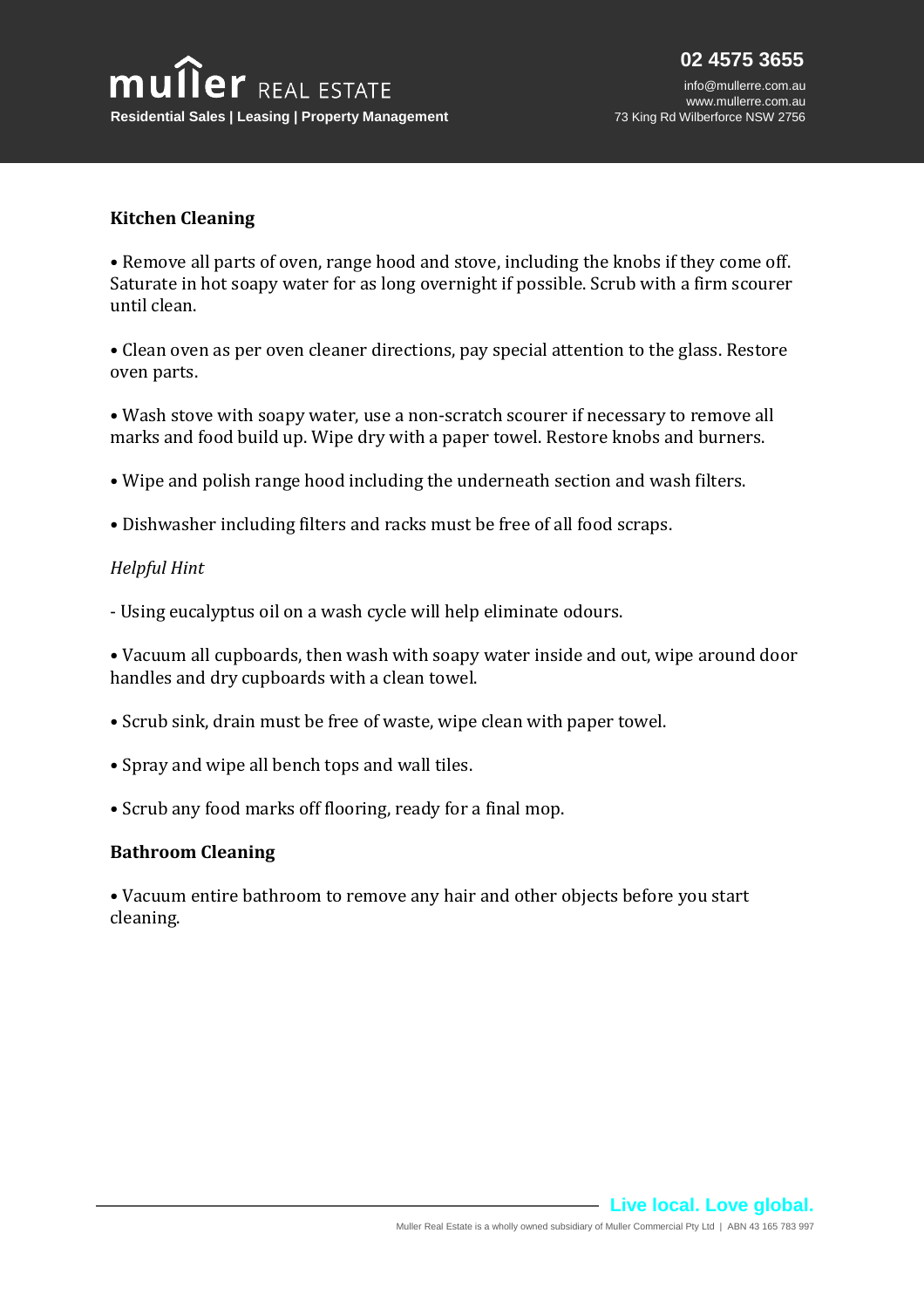## Kitchen Cleaning

• Remove all parts of oven, range hood and stove, including the knobs if they come off. Saturate in hot soapy water for as long overnight if possible. Scrub with a firm scourer until clean.

• Clean oven as per oven cleaner directions, pay special attention to the glass. Restore oven parts.

• Wash stove with soapy water, use a non-scratch scourer if necessary to remove all marks and food build up. Wipe dry with a paper towel. Restore knobs and burners.

• Wipe and polish range hood including the underneath section and wash filters.

• Dishwasher including filters and racks must be free of all food scraps.

*Helpful Hint*

- Using eucalyptus oil on a wash cycle will help eliminate odours.

• Vacuum all cupboards, then wash with soapy water inside and out, wipe around door handles and dry cupboards with a clean towel.

• Scrub sink, drain must be free of waste, wipe clean with paper towel.

• Spray and wipe all bench tops and wall tiles.

• Scrub any food marks off flooring, ready for a final mop.

## Bathroom Cleaning

• Vacuum entire bathroom to remove any hair and other objects before you start cleaning.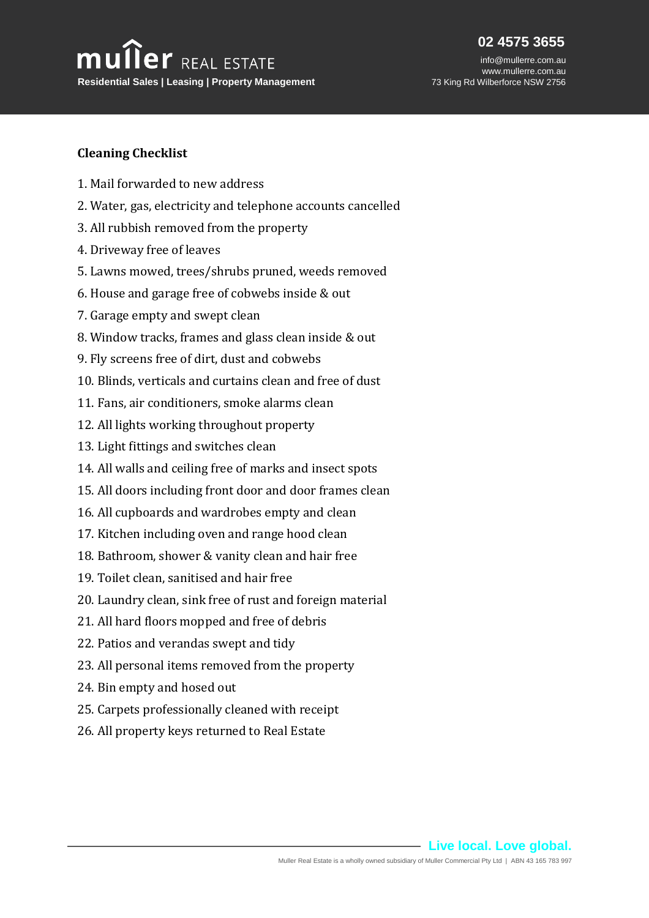muller REAL ESTATE
Residential Sales | Leasing | Property Management

02 4575 3655
info@mullerre.com.au
www.mullerre.com.au
73 King Rd Wilberforce NSW 2756

## Cleaning Checklist

1. Mail forwarded to new address
2. Water, gas, electricity and telephone accounts cancelled
3. All rubbish removed from the property
4. Driveway free of leaves
5. Lawns mowed, trees/shrubs pruned, weeds removed
6. House and garage free of cobwebs inside & out
7. Garage empty and swept clean
8. Window tracks, frames and glass clean inside & out
9. Fly screens free of dirt, dust and cobwebs
10. Blinds, verticals and curtains clean and free of dust
11. Fans, air conditioners, smoke alarms clean
12. All lights working throughout property
13. Light fittings and switches clean
14. All walls and ceiling free of marks and insect spots
15. All doors including front door and door frames clean
16. All cupboards and wardrobes empty and clean
17. Kitchen including oven and range hood clean
18. Bathroom, shower & vanity clean and hair free
19. Toilet clean, sanitised and hair free
20. Laundry clean, sink free of rust and foreign material
21. All hard floors mopped and free of debris
22. Patios and verandas swept and tidy
23. All personal items removed from the property
24. Bin empty and hosed out
25. Carpets professionally cleaned with receipt
26. All property keys returned to Real Estate

**Live local. Love global.**

Muller Real Estate is a wholly owned subsidiary of Muller Commercial Pty Ltd | ABN 43 165 783 997